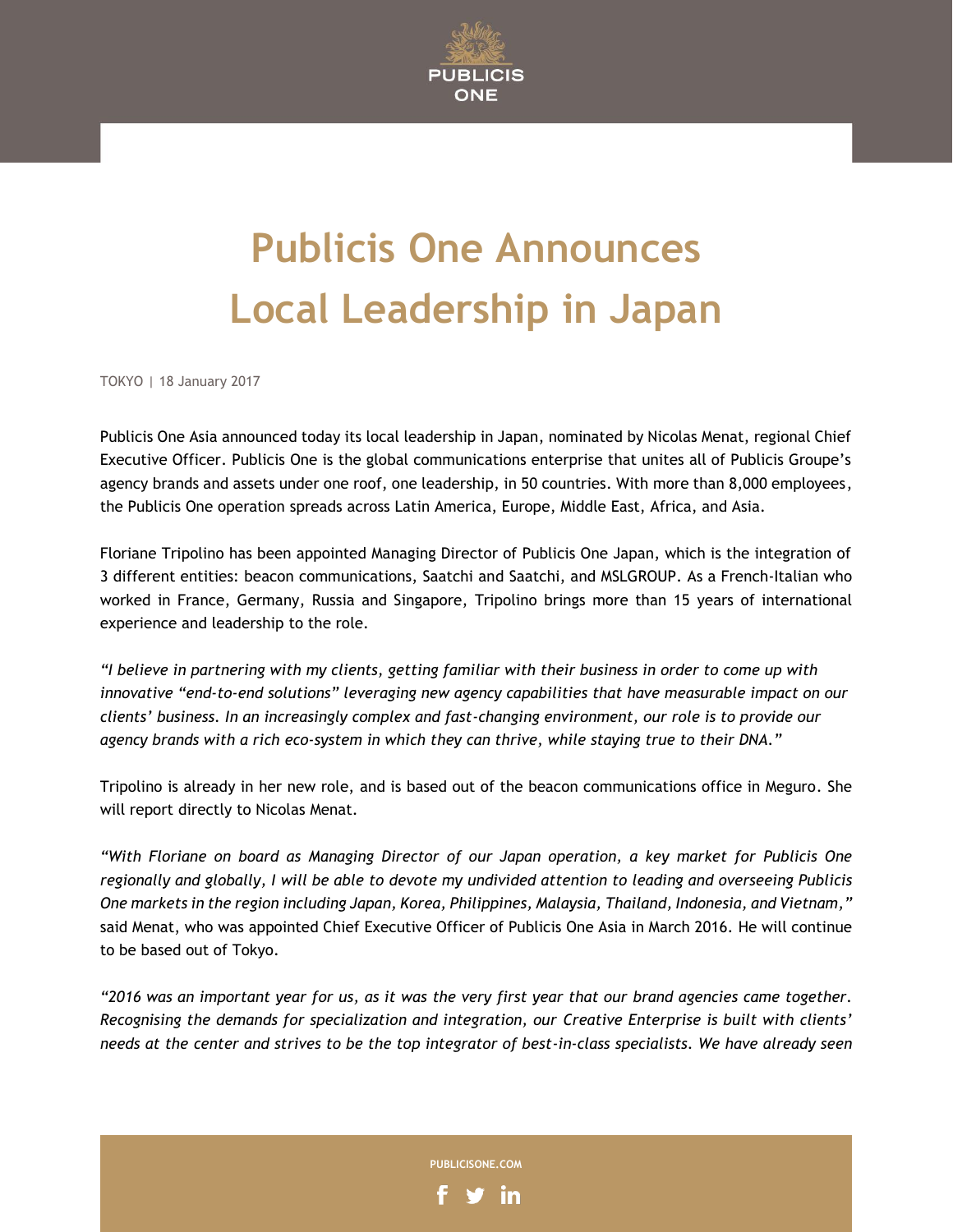# Publicis One Announces Local Leadership in Japan

TOKYO | 18 January 2017

Publicis One Asia announced today its local leadership in Japan, nominated by Nicolas Menat, regional Chief Executive Officer. Publicis One is the global communications enterprise that unites all of Publicis Groupe's agency brands and assets under one roof, one leadership, in 50 countries. With more than 8,000 employees, the Publicis One operation spreads across Latin America, Europe, Middle East, Africa, and Asia.

Floriane Tripolino has been appointed Managing Director of Publicis One Japan, which is the integration of 3 different entities: beacon communications, Saatchi and Saatchi, and MSLGROUP. As a French-Italian who worked in France, Germany, Russia and Singapore, Tripolino brings more than 15 years of international experience and leadership to the role.

*"I believe in partnering with my clients, getting familiar with their business in order to come up with innovative "end-to-end solutions" leveraging new agency capabilities that have measurable impact on our clients' business. In an increasingly complex and fast-changing environment, our role is to provide our agency brands with a rich eco-system in which they can thrive, while staying true to their DNA."*

Tripolino is already in her new role, and is based out of the beacon communications office in Meguro. She will report directly to Nicolas Menat.

*"With Floriane on board as Managing Director of our Japan operation, a key market for Publicis One regionally and globally, I will be able to devote my undivided attention to leading and overseeing Publicis One markets in the region including Japan, Korea, Philippines, Malaysia, Thailand, Indonesia, and Vietnam,"* said Menat, who was appointed Chief Executive Officer of Publicis One Asia in March 2016. He will continue to be based out of Tokyo.

*"2016 was an important year for us, as it was the very first year that our brand agencies came together. Recognising the demands for specialization and integration, our Creative Enterprise is built with clients' needs at the center and strives to be the top integrator of best-in-class specialists. We have already seen*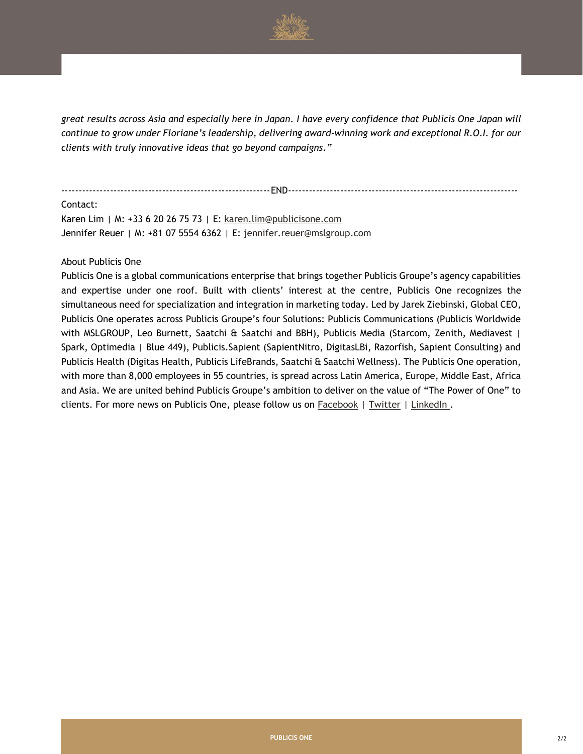*great results across Asia and especially here in Japan. I have every confidence that Publicis One Japan will continue to grow under Floriane's leadership, delivering award-winning work and exceptional R.O.I. for our clients with truly innovative ideas that go beyond campaigns."*

-----------------------------------------------------------END-----------------------------------------------------------------

Contact:
Karen Lim | M: +33 6 20 26 75 73 | E: karen.lim@publicisone.com
Jennifer Reuer | M: +81 07 5554 6362 | E: jennifer.reuer@mslgroup.com

About Publicis One

Publicis One is a global communications enterprise that brings together Publicis Groupe's agency capabilities and expertise under one roof. Built with clients' interest at the centre, Publicis One recognizes the simultaneous need for specialization and integration in marketing today. Led by Jarek Ziebinski, Global CEO, Publicis One operates across Publicis Groupe's four Solutions: Publicis Communications (Publicis Worldwide with MSLGROUP, Leo Burnett, Saatchi & Saatchi and BBH), Publicis Media (Starcom, Zenith, Mediavest | Spark, Optimedia | Blue 449), Publicis.Sapient (SapientNitro, DigitasLBi, Razorfish, Sapient Consulting) and Publicis Health (Digitas Health, Publicis LifeBrands, Saatchi & Saatchi Wellness). The Publicis One operation, with more than 8,000 employees in 55 countries, is spread across Latin America, Europe, Middle East, Africa and Asia. We are united behind Publicis Groupe's ambition to deliver on the value of "The Power of One" to clients. For more news on Publicis One, please follow us on Facebook | Twitter | LinkedIn .